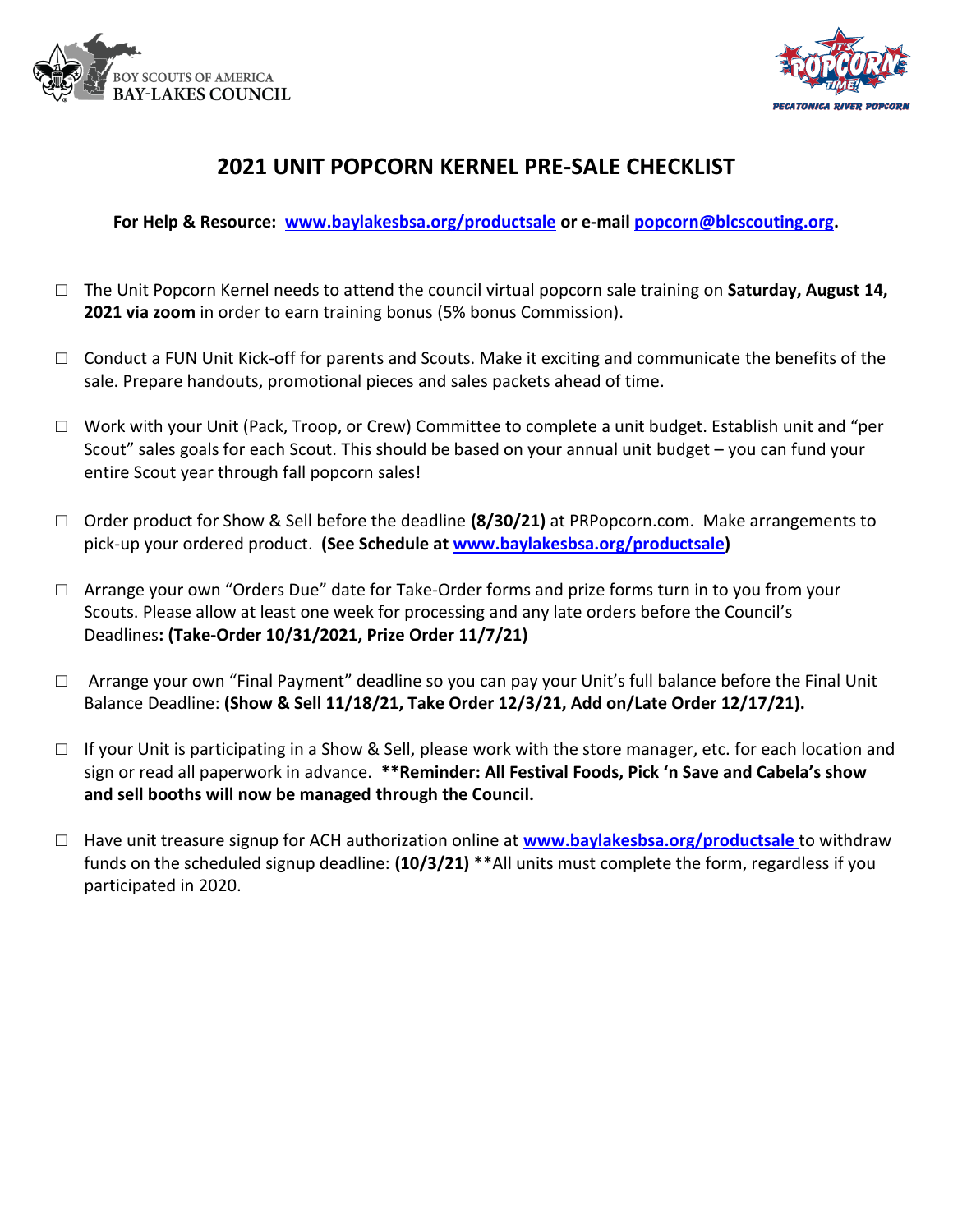# 2021 UNIT POPCORN KERNEL PRE-SALE CHECKLIST

**For Help & Resource: www.baylakesbsa.org/productsale or e-mail popcorn@blcscouting.org.**

- ☐ The Unit Popcorn Kernel needs to attend the council virtual popcorn sale training on **Saturday, August 14, 2021 via zoom** in order to earn training bonus (5% bonus Commission).
- ☐ Conduct a FUN Unit Kick-off for parents and Scouts. Make it exciting and communicate the benefits of the sale. Prepare handouts, promotional pieces and sales packets ahead of time.
- ☐ Work with your Unit (Pack, Troop, or Crew) Committee to complete a unit budget. Establish unit and "per Scout" sales goals for each Scout. This should be based on your annual unit budget – you can fund your entire Scout year through fall popcorn sales!
- ☐ Order product for Show & Sell before the deadline **(8/30/21)** at PRPopcorn.com. Make arrangements to pick-up your ordered product. **(See Schedule at www.baylakesbsa.org/productsale)**
- ☐ Arrange your own "Orders Due" date for Take-Order forms and prize forms turn in to you from your Scouts. Please allow at least one week for processing and any late orders before the Council's Deadlines**: (Take-Order 10/31/2021, Prize Order 11/7/21)**
- ☐ Arrange your own "Final Payment" deadline so you can pay your Unit's full balance before the Final Unit Balance Deadline: **(Show & Sell 11/18/21, Take Order 12/3/21, Add on/Late Order 12/17/21).**
- ☐ If your Unit is participating in a Show & Sell, please work with the store manager, etc. for each location and sign or read all paperwork in advance. **\*\*Reminder: All Festival Foods, Pick 'n Save and Cabela's show and sell booths will now be managed through the Council.**
- ☐ Have unit treasure signup for ACH authorization online at **www.baylakesbsa.org/productsale** to withdraw funds on the scheduled signup deadline: **(10/3/21)** \*\*All units must complete the form, regardless if you participated in 2020.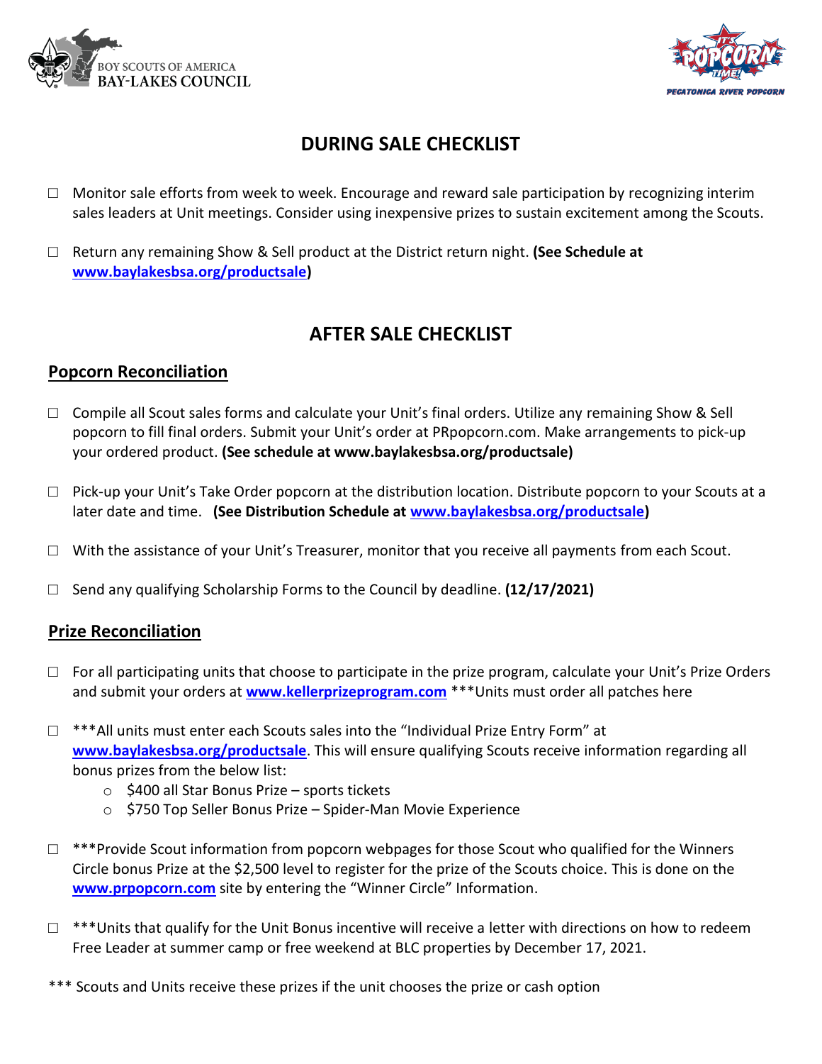BOY SCOUTS OF AMERICA
BAY-LAKES COUNCIL

IT'S POPCORN TIME!
PECATONICA RIVER POPCORN

# DURING SALE CHECKLIST

☐ Monitor sale efforts from week to week. Encourage and reward sale participation by recognizing interim sales leaders at Unit meetings. Consider using inexpensive prizes to sustain excitement among the Scouts.

☐ Return any remaining Show & Sell product at the District return night. **(See Schedule at [www.baylakesbsa.org/productsale](www.baylakesbsa.org/productsale))**

# AFTER SALE CHECKLIST

## Popcorn Reconciliation

☐ Compile all Scout sales forms and calculate your Unit's final orders. Utilize any remaining Show & Sell popcorn to fill final orders. Submit your Unit's order at PRpopcorn.com. Make arrangements to pick-up your ordered product. **(See schedule at www.baylakesbsa.org/productsale)**

☐ Pick-up your Unit's Take Order popcorn at the distribution location. Distribute popcorn to your Scouts at a later date and time. **(See Distribution Schedule at [www.baylakesbsa.org/productsale](www.baylakesbsa.org/productsale))**

☐ With the assistance of your Unit's Treasurer, monitor that you receive all payments from each Scout.

☐ Send any qualifying Scholarship Forms to the Council by deadline. **(12/17/2021)**

## Prize Reconciliation

☐ For all participating units that choose to participate in the prize program, calculate your Unit's Prize Orders and submit your orders at **[www.kellerprizeprogram.com](www.kellerprizeprogram.com)** ***Units must order all patches here

☐ ***All units must enter each Scouts sales into the "Individual Prize Entry Form" at **[www.baylakesbsa.org/productsale](www.baylakesbsa.org/productsale)**. This will ensure qualifying Scouts receive information regarding all bonus prizes from the below list:

- $400 all Star Bonus Prize – sports tickets
- $750 Top Seller Bonus Prize – Spider-Man Movie Experience

☐ ***Provide Scout information from popcorn webpages for those Scout who qualified for the Winners Circle bonus Prize at the $2,500 level to register for the prize of the Scouts choice. This is done on the **[www.prpopcorn.com](www.prpopcorn.com)** site by entering the "Winner Circle" Information.

☐ ***Units that qualify for the Unit Bonus incentive will receive a letter with directions on how to redeem Free Leader at summer camp or free weekend at BLC properties by December 17, 2021.

*** Scouts and Units receive these prizes if the unit chooses the prize or cash option